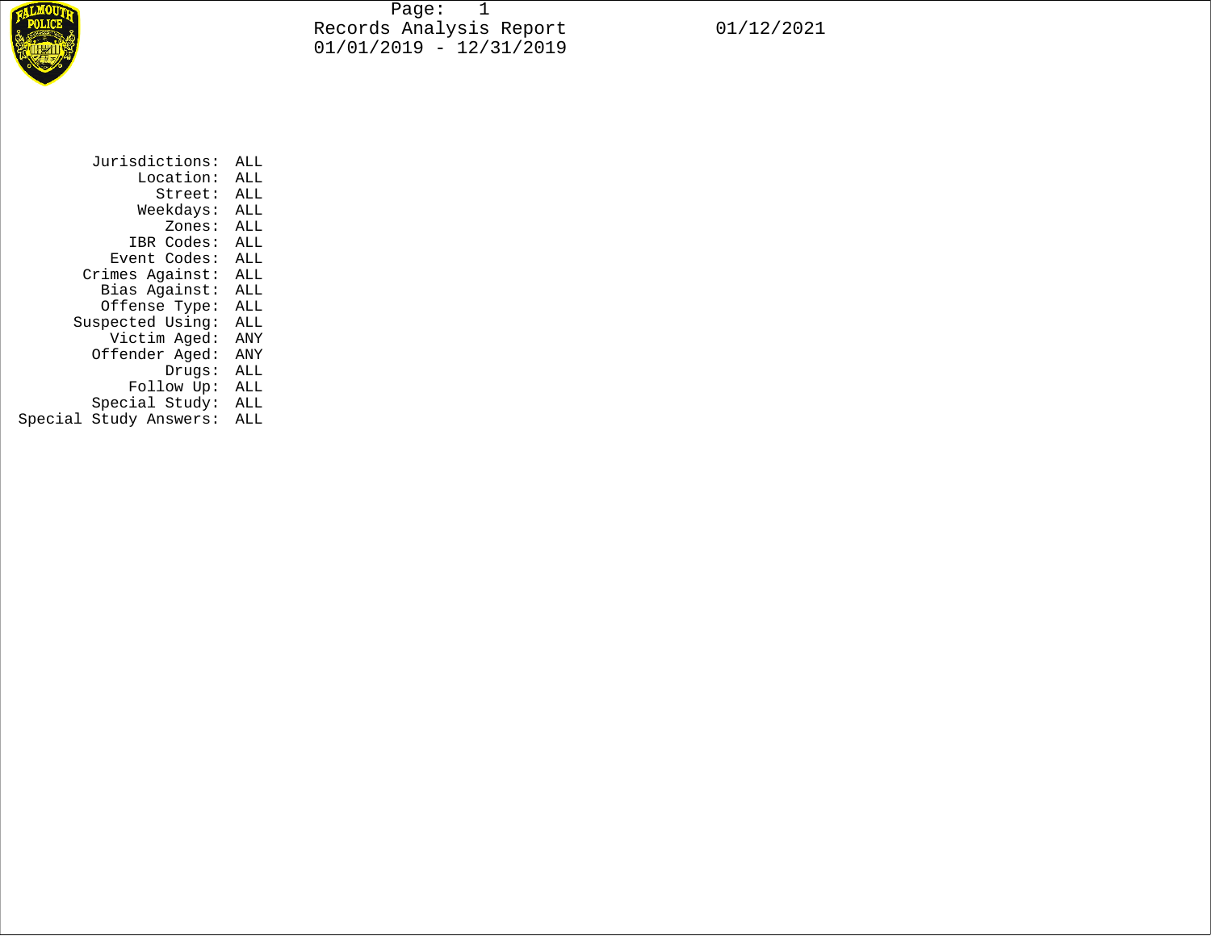# Records Analysis Report

01/01/2019 - 12/31/2019

01/12/2021

| Field | Value |
|---|---|
| Jurisdictions: | ALL |
| Location: | ALL |
| Street: | ALL |
| Weekdays: | ALL |
| Zones: | ALL |
| IBR Codes: | ALL |
| Event Codes: | ALL |
| Crimes Against: | ALL |
| Bias Against: | ALL |
| Offense Type: | ALL |
| Suspected Using: | ALL |
| Victim Aged: | ANY |
| Offender Aged: | ANY |
| Drugs: | ALL |
| Follow Up: | ALL |
| Special Study: | ALL |
| Special Study Answers: | ALL |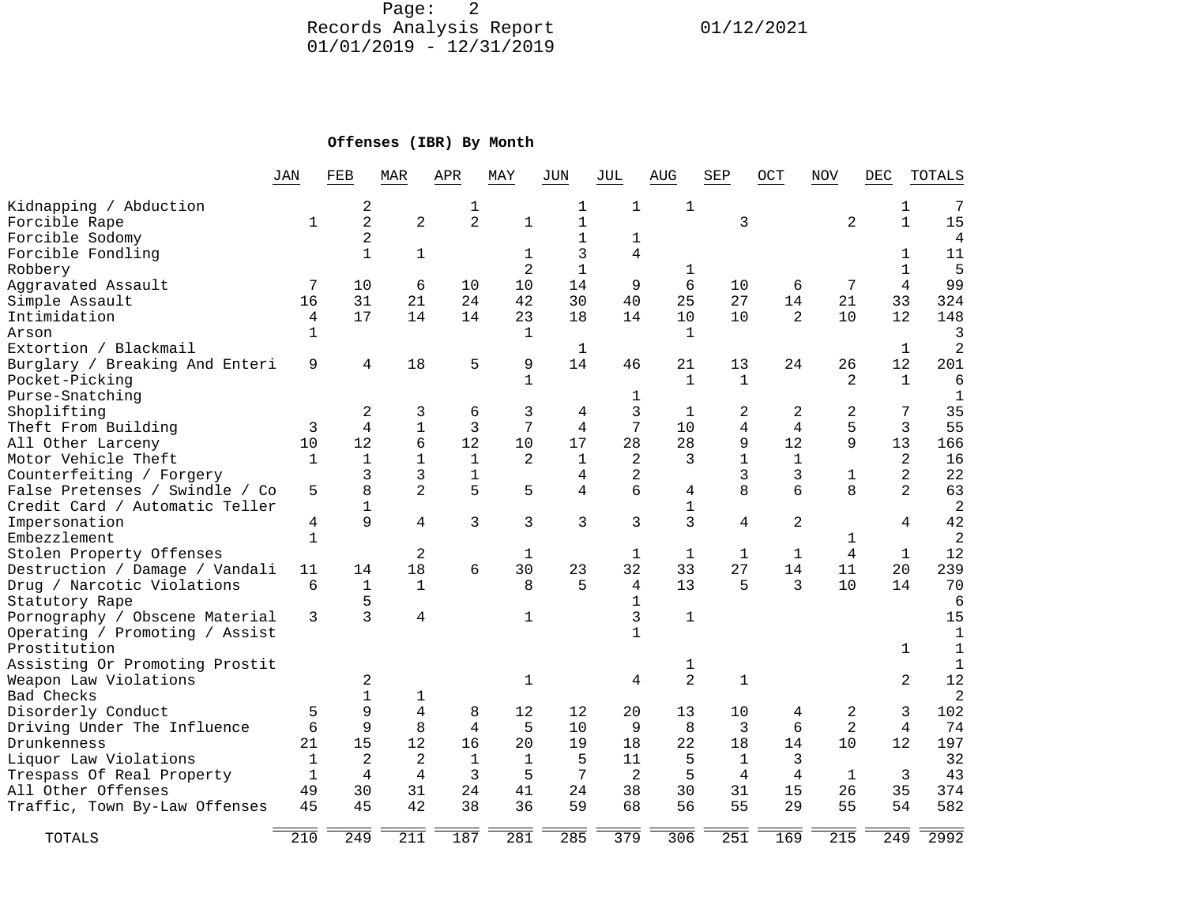Records Analysis Report 01/12/2021

01/01/2019 - 12/31/2019

## Offenses (IBR) By Month

| | JAN | FEB | MAR | APR | MAY | JUN | JUL | AUG | SEP | OCT | NOV | DEC | TOTALS |
|---|---|---|---|---|---|---|---|---|---|---|---|---|---|
| Kidnapping / Abduction | | 2 | | 1 | | 1 | 1 | 1 | | | | 1 | 7 |
| Forcible Rape | 1 | 2 | 2 | 2 | 1 | 1 | | | 3 | | 2 | 1 | 15 |
| Forcible Sodomy | | 2 | | | | 1 | 1 | | | | | | 4 |
| Forcible Fondling | | 1 | 1 | | 1 | 3 | 4 | | | | | 1 | 11 |
| Robbery | | | | | 2 | 1 | | 1 | | | | 1 | 5 |
| Aggravated Assault | 7 | 10 | 6 | 10 | 10 | 14 | 9 | 6 | 10 | 6 | 7 | 4 | 99 |
| Simple Assault | 16 | 31 | 21 | 24 | 42 | 30 | 40 | 25 | 27 | 14 | 21 | 33 | 324 |
| Intimidation | 4 | 17 | 14 | 14 | 23 | 18 | 14 | 10 | 10 | 2 | 10 | 12 | 148 |
| Arson | 1 | | | | 1 | | | 1 | | | | | 3 |
| Extortion / Blackmail | | | | | | 1 | | | | | | 1 | 2 |
| Burglary / Breaking And Enteri | 9 | 4 | 18 | 5 | 9 | 14 | 46 | 21 | 13 | 24 | 26 | 12 | 201 |
| Pocket-Picking | | | | | 1 | | | 1 | 1 | | 2 | 1 | 6 |
| Purse-Snatching | | | | | | | 1 | | | | | | 1 |
| Shoplifting | | 2 | 3 | 6 | 3 | 4 | 3 | 1 | 2 | 2 | 2 | 7 | 35 |
| Theft From Building | 3 | 4 | 1 | 3 | 7 | 4 | 7 | 10 | 4 | 4 | 5 | 3 | 55 |
| All Other Larceny | 10 | 12 | 6 | 12 | 10 | 17 | 28 | 28 | 9 | 12 | 9 | 13 | 166 |
| Motor Vehicle Theft | 1 | 1 | 1 | 1 | 2 | 1 | 2 | 3 | 1 | 1 | | 2 | 16 |
| Counterfeiting / Forgery | | 3 | 3 | 1 | | 4 | 2 | | 3 | 3 | 1 | 2 | 22 |
| False Pretenses / Swindle / Co | 5 | 8 | 2 | 5 | 5 | 4 | 6 | 4 | 8 | 6 | 8 | 2 | 63 |
| Credit Card / Automatic Teller | | 1 | | | | | | 1 | | | | | 2 |
| Impersonation | 4 | 9 | 4 | 3 | 3 | 3 | 3 | 3 | 4 | 2 | | 4 | 42 |
| Embezzlement | 1 | | | | | | | | | | 1 | | 2 |
| Stolen Property Offenses | | | 2 | | 1 | | 1 | 1 | 1 | 1 | 4 | 1 | 12 |
| Destruction / Damage / Vandali | 11 | 14 | 18 | 6 | 30 | 23 | 32 | 33 | 27 | 14 | 11 | 20 | 239 |
| Drug / Narcotic Violations | 6 | 1 | 1 | | 8 | 5 | 4 | 13 | 5 | 3 | 10 | 14 | 70 |
| Statutory Rape | | 5 | | | | | 1 | | | | | | 6 |
| Pornography / Obscene Material | 3 | 3 | 4 | | 1 | | 3 | 1 | | | | | 15 |
| Operating / Promoting / Assist | | | | | | | 1 | | | | | | 1 |
| Prostitution | | | | | | | | | | | | 1 | 1 |
| Assisting Or Promoting Prostit | | | | | | | | 1 | | | | | 1 |
| Weapon Law Violations | | 2 | | | 1 | | 4 | 2 | 1 | | | 2 | 12 |
| Bad Checks | | 1 | 1 | | | | | | | | | | 2 |
| Disorderly Conduct | 5 | 9 | 4 | 8 | 12 | 12 | 20 | 13 | 10 | 4 | 2 | 3 | 102 |
| Driving Under The Influence | 6 | 9 | 8 | 4 | 5 | 10 | 9 | 8 | 3 | 6 | 2 | 4 | 74 |
| Drunkenness | 21 | 15 | 12 | 16 | 20 | 19 | 18 | 22 | 18 | 14 | 10 | 12 | 197 |
| Liquor Law Violations | 1 | 2 | 2 | 1 | 1 | 5 | 11 | 5 | 1 | 3 | | | 32 |
| Trespass Of Real Property | 1 | 4 | 4 | 3 | 5 | 7 | 2 | 5 | 4 | 4 | 1 | 3 | 43 |
| All Other Offenses | 49 | 30 | 31 | 24 | 41 | 24 | 38 | 30 | 31 | 15 | 26 | 35 | 374 |
| Traffic, Town By-Law Offenses | 45 | 45 | 42 | 38 | 36 | 59 | 68 | 56 | 55 | 29 | 55 | 54 | 582 |
| TOTALS | 210 | 249 | 211 | 187 | 281 | 285 | 379 | 306 | 251 | 169 | 215 | 249 | 2992 |